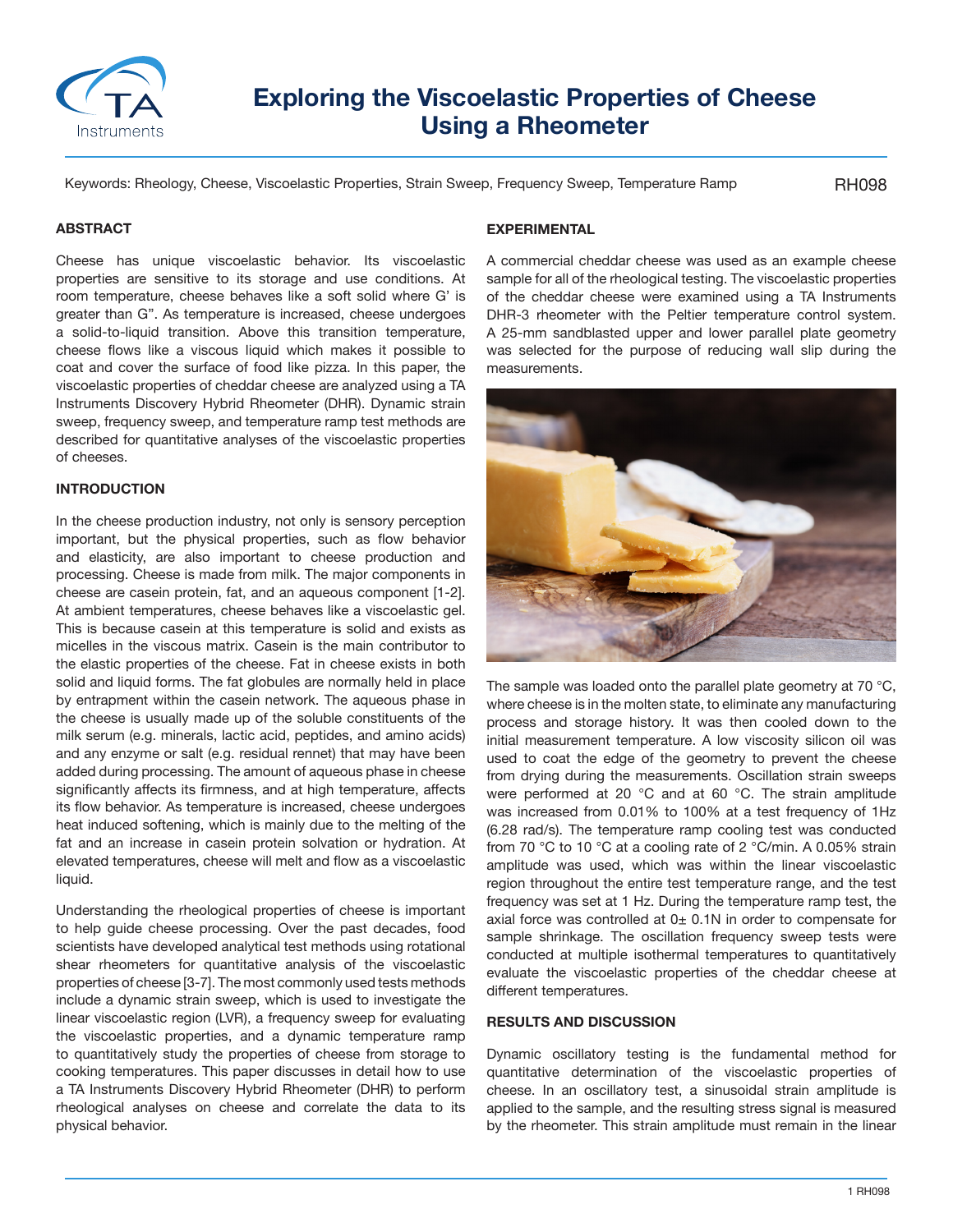# Exploring the Viscoelastic Properties of Cheese Using a Rheometer

Keywords: Rheology, Cheese, Viscoelastic Properties, Strain Sweep, Frequency Sweep, Temperature Ramp

RH098

## ABSTRACT

Cheese has unique viscoelastic behavior. Its viscoelastic properties are sensitive to its storage and use conditions. At room temperature, cheese behaves like a soft solid where G' is greater than G". As temperature is increased, cheese undergoes a solid-to-liquid transition. Above this transition temperature, cheese flows like a viscous liquid which makes it possible to coat and cover the surface of food like pizza. In this paper, the viscoelastic properties of cheddar cheese are analyzed using a TA Instruments Discovery Hybrid Rheometer (DHR). Dynamic strain sweep, frequency sweep, and temperature ramp test methods are described for quantitative analyses of the viscoelastic properties of cheeses.

## INTRODUCTION

In the cheese production industry, not only is sensory perception important, but the physical properties, such as flow behavior and elasticity, are also important to cheese production and processing. Cheese is made from milk. The major components in cheese are casein protein, fat, and an aqueous component [1-2]. At ambient temperatures, cheese behaves like a viscoelastic gel. This is because casein at this temperature is solid and exists as micelles in the viscous matrix. Casein is the main contributor to the elastic properties of the cheese. Fat in cheese exists in both solid and liquid forms. The fat globules are normally held in place by entrapment within the casein network. The aqueous phase in the cheese is usually made up of the soluble constituents of the milk serum (e.g. minerals, lactic acid, peptides, and amino acids) and any enzyme or salt (e.g. residual rennet) that may have been added during processing. The amount of aqueous phase in cheese significantly affects its firmness, and at high temperature, affects its flow behavior. As temperature is increased, cheese undergoes heat induced softening, which is mainly due to the melting of the fat and an increase in casein protein solvation or hydration. At elevated temperatures, cheese will melt and flow as a viscoelastic liquid.

Understanding the rheological properties of cheese is important to help guide cheese processing. Over the past decades, food scientists have developed analytical test methods using rotational shear rheometers for quantitative analysis of the viscoelastic properties of cheese [3-7]. The most commonly used tests methods include a dynamic strain sweep, which is used to investigate the linear viscoelastic region (LVR), a frequency sweep for evaluating the viscoelastic properties, and a dynamic temperature ramp to quantitatively study the properties of cheese from storage to cooking temperatures. This paper discusses in detail how to use a TA Instruments Discovery Hybrid Rheometer (DHR) to perform rheological analyses on cheese and correlate the data to its physical behavior.

## EXPERIMENTAL

A commercial cheddar cheese was used as an example cheese sample for all of the rheological testing. The viscoelastic properties of the cheddar cheese were examined using a TA Instruments DHR-3 rheometer with the Peltier temperature control system. A 25-mm sandblasted upper and lower parallel plate geometry was selected for the purpose of reducing wall slip during the measurements.

The sample was loaded onto the parallel plate geometry at 70 °C, where cheese is in the molten state, to eliminate any manufacturing process and storage history. It was then cooled down to the initial measurement temperature. A low viscosity silicon oil was used to coat the edge of the geometry to prevent the cheese from drying during the measurements. Oscillation strain sweeps were performed at 20 °C and at 60 °C. The strain amplitude was increased from 0.01% to 100% at a test frequency of 1Hz (6.28 rad/s). The temperature ramp cooling test was conducted from 70 °C to 10 °C at a cooling rate of 2 °C/min. A 0.05% strain amplitude was used, which was within the linear viscoelastic region throughout the entire test temperature range, and the test frequency was set at 1 Hz. During the temperature ramp test, the axial force was controlled at 0± 0.1N in order to compensate for sample shrinkage. The oscillation frequency sweep tests were conducted at multiple isothermal temperatures to quantitatively evaluate the viscoelastic properties of the cheddar cheese at different temperatures.

## RESULTS AND DISCUSSION

Dynamic oscillatory testing is the fundamental method for quantitative determination of the viscoelastic properties of cheese. In an oscillatory test, a sinusoidal strain amplitude is applied to the sample, and the resulting stress signal is measured by the rheometer. This strain amplitude must remain in the linear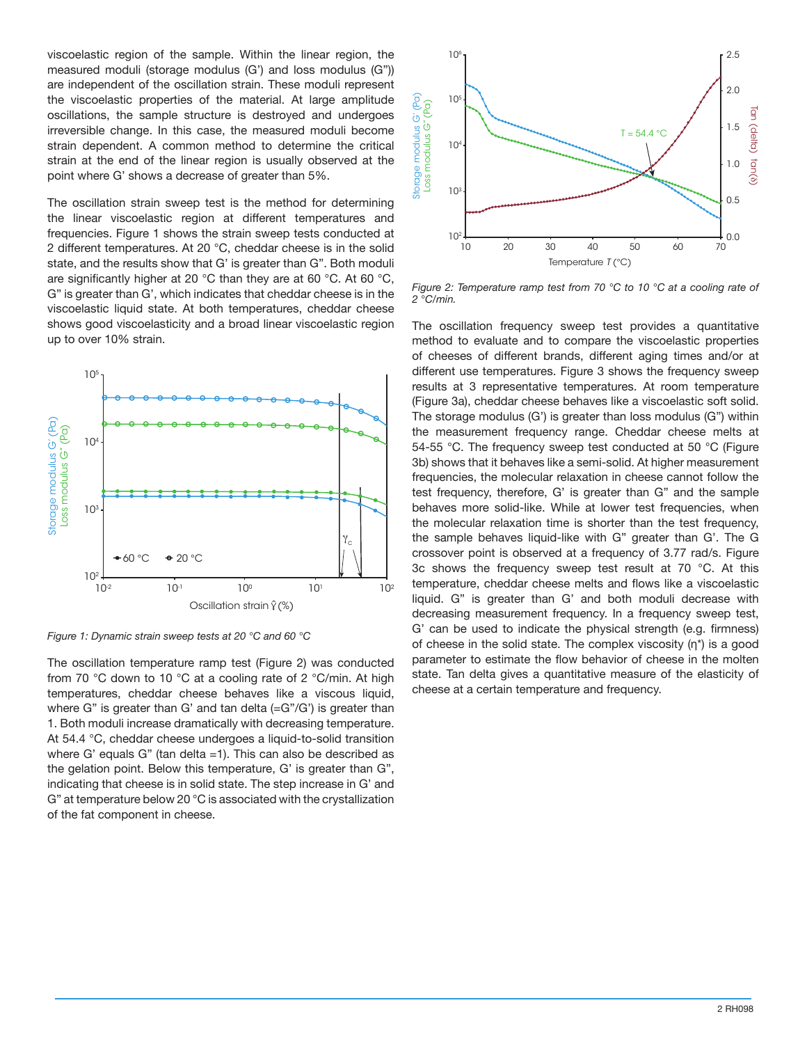viscoelastic region of the sample. Within the linear region, the measured moduli (storage modulus (G') and loss modulus (G")) are independent of the oscillation strain. These moduli represent the viscoelastic properties of the material. At large amplitude oscillations, the sample structure is destroyed and undergoes irreversible change. In this case, the measured moduli become strain dependent. A common method to determine the critical strain at the end of the linear region is usually observed at the point where G' shows a decrease of greater than 5%.

The oscillation strain sweep test is the method for determining the linear viscoelastic region at different temperatures and frequencies. Figure 1 shows the strain sweep tests conducted at 2 different temperatures. At 20 °C, cheddar cheese is in the solid state, and the results show that G' is greater than G". Both moduli are significantly higher at 20 °C than they are at 60 °C. At 60 °C, G" is greater than G', which indicates that cheddar cheese is in the viscoelastic liquid state. At both temperatures, cheddar cheese shows good viscoelasticity and a broad linear viscoelastic region up to over 10% strain.

*Figure 1: Dynamic strain sweep tests at 20 °C and 60 °C*

The oscillation temperature ramp test (Figure 2) was conducted from 70 °C down to 10 °C at a cooling rate of 2 °C/min. At high temperatures, cheddar cheese behaves like a viscous liquid, where G" is greater than G' and tan delta (=G"/G') is greater than 1. Both moduli increase dramatically with decreasing temperature. At 54.4 °C, cheddar cheese undergoes a liquid-to-solid transition where G' equals G" (tan delta =1). This can also be described as the gelation point. Below this temperature, G' is greater than G", indicating that cheese is in solid state. The step increase in G' and G" at temperature below 20 °C is associated with the crystallization of the fat component in cheese.

*Figure 2: Temperature ramp test from 70 °C to 10 °C at a cooling rate of 2 °C/min.*

The oscillation frequency sweep test provides a quantitative method to evaluate and to compare the viscoelastic properties of cheeses of different brands, different aging times and/or at different use temperatures. Figure 3 shows the frequency sweep results at 3 representative temperatures. At room temperature (Figure 3a), cheddar cheese behaves like a viscoelastic soft solid. The storage modulus (G') is greater than loss modulus (G") within the measurement frequency range. Cheddar cheese melts at 54-55 °C. The frequency sweep test conducted at 50 °C (Figure 3b) shows that it behaves like a semi-solid. At higher measurement frequencies, the molecular relaxation in cheese cannot follow the test frequency, therefore, G' is greater than G" and the sample behaves more solid-like. While at lower test frequencies, when the molecular relaxation time is shorter than the test frequency, the sample behaves liquid-like with G" greater than G'. The G crossover point is observed at a frequency of 3.77 rad/s. Figure 3c shows the frequency sweep test result at 70 °C. At this temperature, cheddar cheese melts and flows like a viscoelastic liquid. G" is greater than G' and both moduli decrease with decreasing measurement frequency. In a frequency sweep test, G' can be used to indicate the physical strength (e.g. firmness) of cheese in the solid state. The complex viscosity ($\eta^*$) is a good parameter to estimate the flow behavior of cheese in the molten state. Tan delta gives a quantitative measure of the elasticity of cheese at a certain temperature and frequency.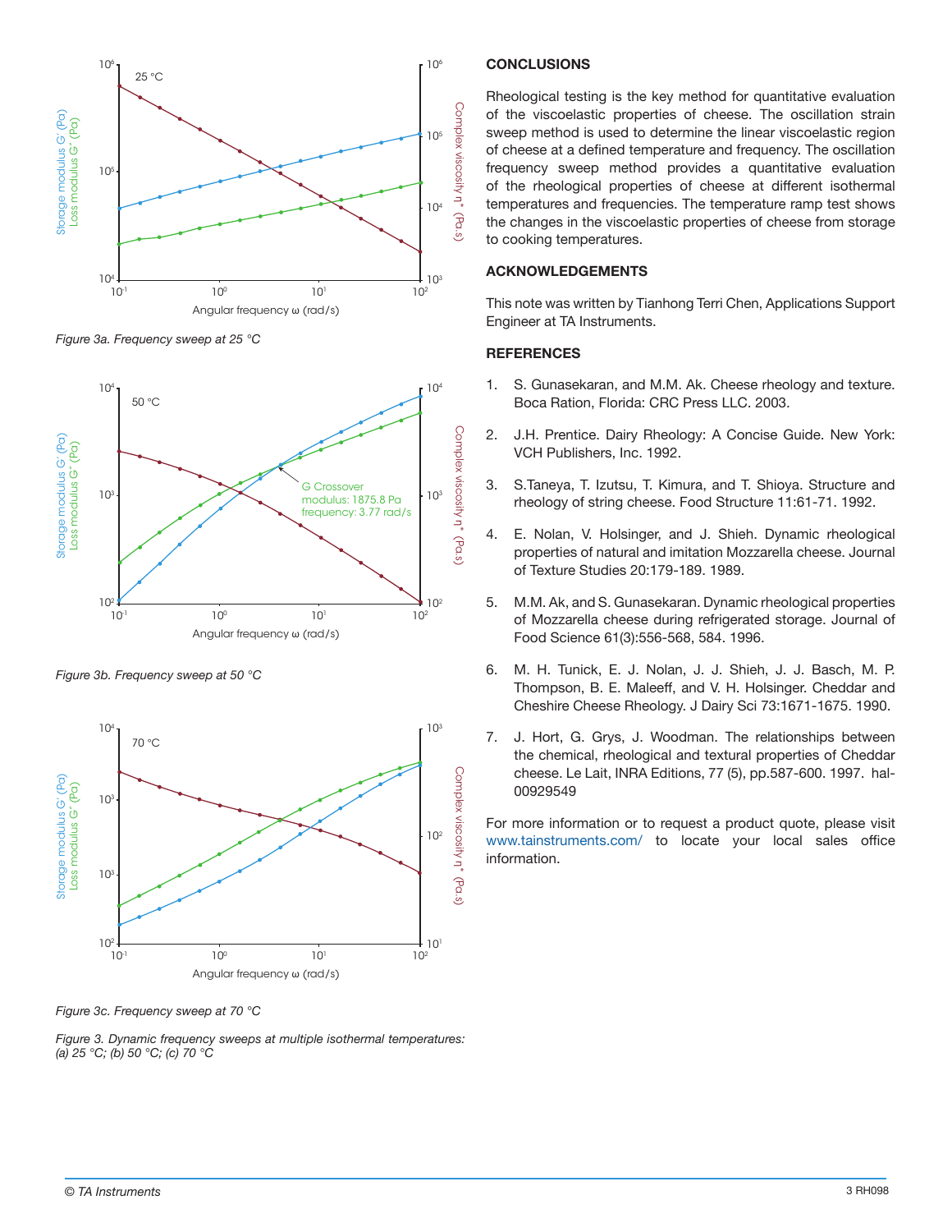25 °C

$10^6$

$10^5$

$10^4$

$10^{-1}$ $10^0$ $10^1$ $10^2$

Angular frequency ω (rad/s)

Storage modulus G' (Pa)
Loss modulus G" (Pa)

Complex viscosity η* (Pa.s)

$10^6$ $10^5$ $10^4$ $10^3$

*Figure 3a. Frequency sweep at 25 °C*

50 °C

$10^4$

$10^3$

$10^2$

$10^{-1}$ $10^0$ $10^1$ $10^2$

Angular frequency ω (rad/s)

Storage modulus G' (Pa)
Loss modulus G" (Pa)

Complex viscosity η* (Pa.s)

$10^4$ $10^3$ $10^2$

G Crossover
modulus: 1875.8 Pa
frequency: 3.77 rad/s

*Figure 3b. Frequency sweep at 50 °C*

70 °C

$10^4$

$10^3$

$10^3$

$10^2$

$10^{-1}$ $10^0$ $10^1$ $10^2$

Angular frequency ω (rad/s)

Storage modulus G' (Pa)
Loss modulus G" (Pa)

Complex viscosity η* (Pa.s)

$10^3$ $10^2$ $10^1$

*Figure 3c. Frequency sweep at 70 °C*

*Figure 3. Dynamic frequency sweeps at multiple isothermal temperatures: (a) 25 °C; (b) 50 °C; (c) 70 °C*

## CONCLUSIONS

Rheological testing is the key method for quantitative evaluation of the viscoelastic properties of cheese. The oscillation strain sweep method is used to determine the linear viscoelastic region of cheese at a defined temperature and frequency. The oscillation frequency sweep method provides a quantitative evaluation of the rheological properties of cheese at different isothermal temperatures and frequencies. The temperature ramp test shows the changes in the viscoelastic properties of cheese from storage to cooking temperatures.

## ACKNOWLEDGEMENTS

This note was written by Tianhong Terri Chen, Applications Support Engineer at TA Instruments.

## REFERENCES

1. S. Gunasekaran, and M.M. Ak. Cheese rheology and texture. Boca Ration, Florida: CRC Press LLC. 2003.
2. J.H. Prentice. Dairy Rheology: A Concise Guide. New York: VCH Publishers, Inc. 1992.
3. S.Taneya, T. Izutsu, T. Kimura, and T. Shioya. Structure and rheology of string cheese. Food Structure 11:61-71. 1992.
4. E. Nolan, V. Holsinger, and J. Shieh. Dynamic rheological properties of natural and imitation Mozzarella cheese. Journal of Texture Studies 20:179-189. 1989.
5. M.M. Ak, and S. Gunasekaran. Dynamic rheological properties of Mozzarella cheese during refrigerated storage. Journal of Food Science 61(3):556-568, 584. 1996.
6. M. H. Tunick, E. J. Nolan, J. J. Shieh, J. J. Basch, M. P. Thompson, B. E. Maleeff, and V. H. Holsinger. Cheddar and Cheshire Cheese Rheology. J Dairy Sci 73:1671-1675. 1990.
7. J. Hort, G. Grys, J. Woodman. The relationships between the chemical, rheological and textural properties of Cheddar cheese. Le Lait, INRA Editions, 77 (5), pp.587-600. 1997. hal-00929549

For more information or to request a product quote, please visit www.tainstruments.com/ to locate your local sales office information.